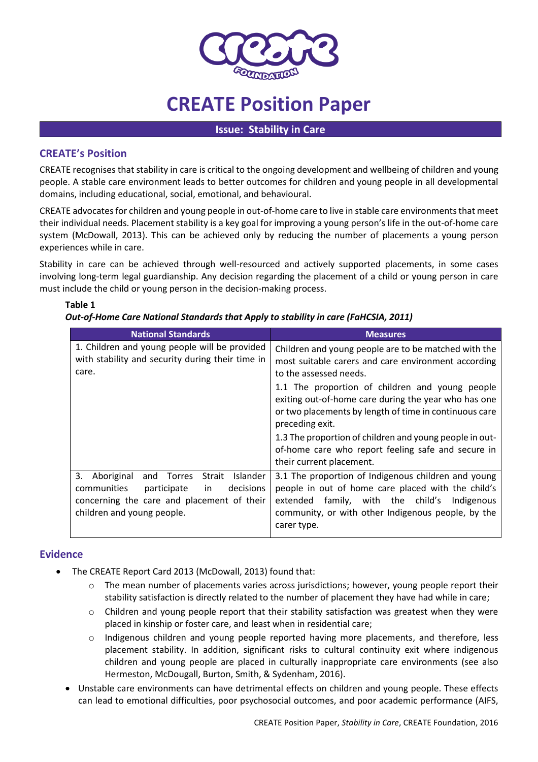# CREATE Position Paper

**Issue: Stability in Care**

## CREATE's Position

CREATE recognises that stability in care is critical to the ongoing development and wellbeing of children and young people. A stable care environment leads to better outcomes for children and young people in all developmental domains, including educational, social, emotional, and behavioural.

CREATE advocates for children and young people in out-of-home care to live in stable care environments that meet their individual needs. Placement stability is a key goal for improving a young person's life in the out-of-home care system (McDowall, 2013). This can be achieved only by reducing the number of placements a young person experiences while in care.

Stability in care can be achieved through well-resourced and actively supported placements, in some cases involving long-term legal guardianship. Any decision regarding the placement of a child or young person in care must include the child or young person in the decision-making process.

**Table 1**

***Out-of-Home Care National Standards that Apply to stability in care (FaHCSIA, 2011)***

| National Standards | Measures |
|---|---|
| 1. Children and young people will be provided with stability and security during their time in care. | Children and young people are to be matched with the most suitable carers and care environment according to the assessed needs.<br>1.1 The proportion of children and young people exiting out-of-home care during the year who has one or two placements by length of time in continuous care preceding exit.<br>1.3 The proportion of children and young people in out-of-home care who report feeling safe and secure in their current placement. |
| 3. Aboriginal and Torres Strait Islander communities participate in decisions concerning the care and placement of their children and young people. | 3.1 The proportion of Indigenous children and young people in out of home care placed with the child's extended family, with the child's Indigenous community, or with other Indigenous people, by the carer type. |

## Evidence

- The CREATE Report Card 2013 (McDowall, 2013) found that:
  - The mean number of placements varies across jurisdictions; however, young people report their stability satisfaction is directly related to the number of placement they have had while in care;
  - Children and young people report that their stability satisfaction was greatest when they were placed in kinship or foster care, and least when in residential care;
  - Indigenous children and young people reported having more placements, and therefore, less placement stability. In addition, significant risks to cultural continuity exit where indigenous children and young people are placed in culturally inappropriate care environments (see also Hermeston, McDougall, Burton, Smith, & Sydenham, 2016).
- Unstable care environments can have detrimental effects on children and young people. These effects can lead to emotional difficulties, poor psychosocial outcomes, and poor academic performance (AIFS,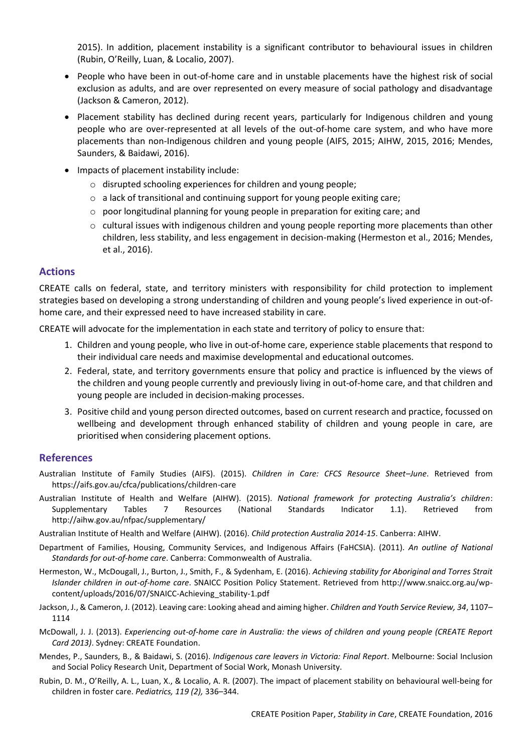2015). In addition, placement instability is a significant contributor to behavioural issues in children (Rubin, O'Reilly, Luan, & Localio, 2007).

- People who have been in out-of-home care and in unstable placements have the highest risk of social exclusion as adults, and are over represented on every measure of social pathology and disadvantage (Jackson & Cameron, 2012).
- Placement stability has declined during recent years, particularly for Indigenous children and young people who are over-represented at all levels of the out-of-home care system, and who have more placements than non-Indigenous children and young people (AIFS, 2015; AIHW, 2015, 2016; Mendes, Saunders, & Baidawi, 2016).
- Impacts of placement instability include:
  - disrupted schooling experiences for children and young people;
  - a lack of transitional and continuing support for young people exiting care;
  - poor longitudinal planning for young people in preparation for exiting care; and
  - cultural issues with indigenous children and young people reporting more placements than other children, less stability, and less engagement in decision-making (Hermeston et al., 2016; Mendes, et al., 2016).

## Actions

CREATE calls on federal, state, and territory ministers with responsibility for child protection to implement strategies based on developing a strong understanding of children and young people's lived experience in out-of-home care, and their expressed need to have increased stability in care.

CREATE will advocate for the implementation in each state and territory of policy to ensure that:

1. Children and young people, who live in out-of-home care, experience stable placements that respond to their individual care needs and maximise developmental and educational outcomes.
2. Federal, state, and territory governments ensure that policy and practice is influenced by the views of the children and young people currently and previously living in out-of-home care, and that children and young people are included in decision-making processes.
3. Positive child and young person directed outcomes, based on current research and practice, focussed on wellbeing and development through enhanced stability of children and young people in care, are prioritised when considering placement options.

## References

Australian Institute of Family Studies (AIFS). (2015). *Children in Care: CFCS Resource Sheet–June*. Retrieved from https://aifs.gov.au/cfca/publications/children-care

Australian Institute of Health and Welfare (AIHW). (2015). *National framework for protecting Australia's children*: Supplementary Tables 7 Resources (National Standards Indicator 1.1). Retrieved from http://aihw.gov.au/nfpac/supplementary/

Australian Institute of Health and Welfare (AIHW). (2016). *Child protection Australia 2014-15*. Canberra: AIHW.

Department of Families, Housing, Community Services, and Indigenous Affairs (FaHCSIA). (2011). *An outline of National Standards for out-of-home care*. Canberra: Commonwealth of Australia.

Hermeston, W., McDougall, J., Burton, J., Smith, F., & Sydenham, E. (2016). *Achieving stability for Aboriginal and Torres Strait Islander children in out-of-home care*. SNAICC Position Policy Statement. Retrieved from http://www.snaicc.org.au/wp-content/uploads/2016/07/SNAICC-Achieving_stability-1.pdf

Jackson, J., & Cameron, J. (2012). Leaving care: Looking ahead and aiming higher. *Children and Youth Service Review, 34*, 1107–1114

McDowall, J. J. (2013). *Experiencing out-of-home care in Australia: the views of children and young people (CREATE Report Card 2013)*. Sydney: CREATE Foundation.

Mendes, P., Saunders, B., & Baidawi, S. (2016). *Indigenous care leavers in Victoria: Final Report*. Melbourne: Social Inclusion and Social Policy Research Unit, Department of Social Work, Monash University.

Rubin, D. M., O'Reilly, A. L., Luan, X., & Localio, A. R. (2007). The impact of placement stability on behavioural well-being for children in foster care. *Pediatrics, 119 (2),* 336–344.